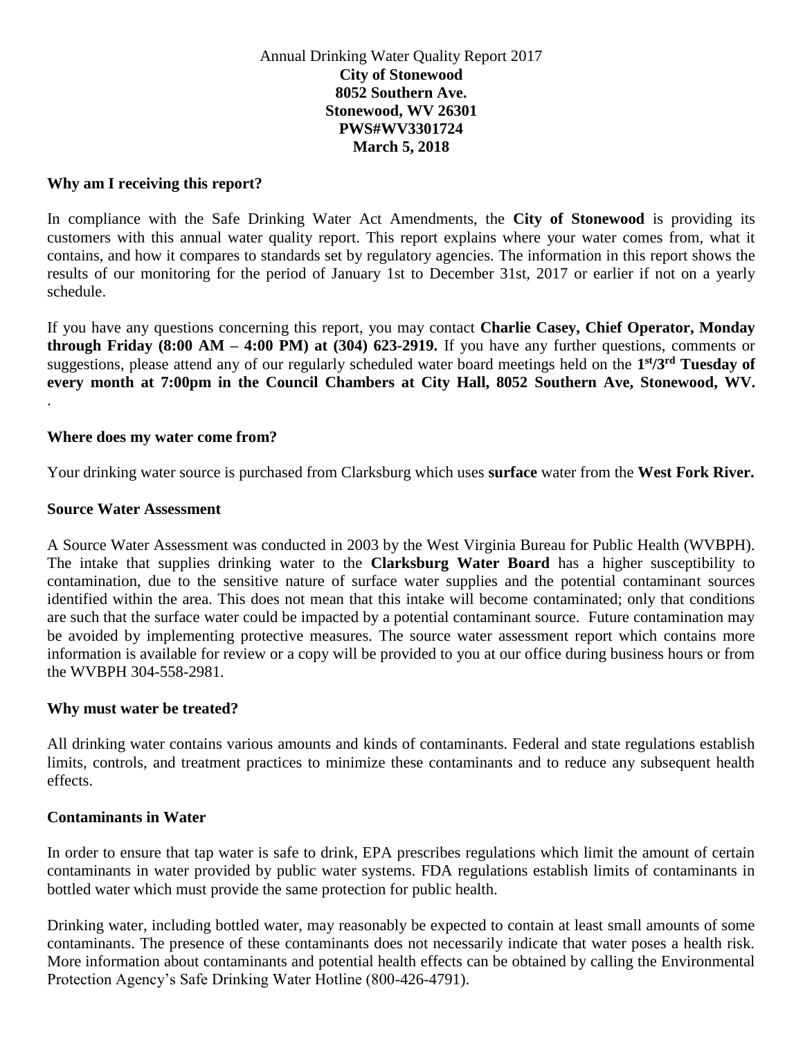Annual Drinking Water Quality Report 2017

**City of Stonewood**
**8052 Southern Ave.**
**Stonewood, WV 26301**
**PWS#WV3301724**
**March 5, 2018**

### Why am I receiving this report?

In compliance with the Safe Drinking Water Act Amendments, the **City of Stonewood** is providing its customers with this annual water quality report. This report explains where your water comes from, what it contains, and how it compares to standards set by regulatory agencies. The information in this report shows the results of our monitoring for the period of January 1st to December 31st, 2017 or earlier if not on a yearly schedule.

If you have any questions concerning this report, you may contact **Charlie Casey, Chief Operator, Monday through Friday (8:00 AM – 4:00 PM) at (304) 623-2919.** If you have any further questions, comments or suggestions, please attend any of our regularly scheduled water board meetings held on the **1st/3rd Tuesday of every month at 7:00pm in the Council Chambers at City Hall, 8052 Southern Ave, Stonewood, WV.**

.

### Where does my water come from?

Your drinking water source is purchased from Clarksburg which uses **surface** water from the **West Fork River.**

### Source Water Assessment

A Source Water Assessment was conducted in 2003 by the West Virginia Bureau for Public Health (WVBPH). The intake that supplies drinking water to the **Clarksburg Water Board** has a higher susceptibility to contamination, due to the sensitive nature of surface water supplies and the potential contaminant sources identified within the area. This does not mean that this intake will become contaminated; only that conditions are such that the surface water could be impacted by a potential contaminant source. Future contamination may be avoided by implementing protective measures. The source water assessment report which contains more information is available for review or a copy will be provided to you at our office during business hours or from the WVBPH 304-558-2981.

### Why must water be treated?

All drinking water contains various amounts and kinds of contaminants. Federal and state regulations establish limits, controls, and treatment practices to minimize these contaminants and to reduce any subsequent health effects.

### Contaminants in Water

In order to ensure that tap water is safe to drink, EPA prescribes regulations which limit the amount of certain contaminants in water provided by public water systems. FDA regulations establish limits of contaminants in bottled water which must provide the same protection for public health.

Drinking water, including bottled water, may reasonably be expected to contain at least small amounts of some contaminants. The presence of these contaminants does not necessarily indicate that water poses a health risk. More information about contaminants and potential health effects can be obtained by calling the Environmental Protection Agency's Safe Drinking Water Hotline (800-426-4791).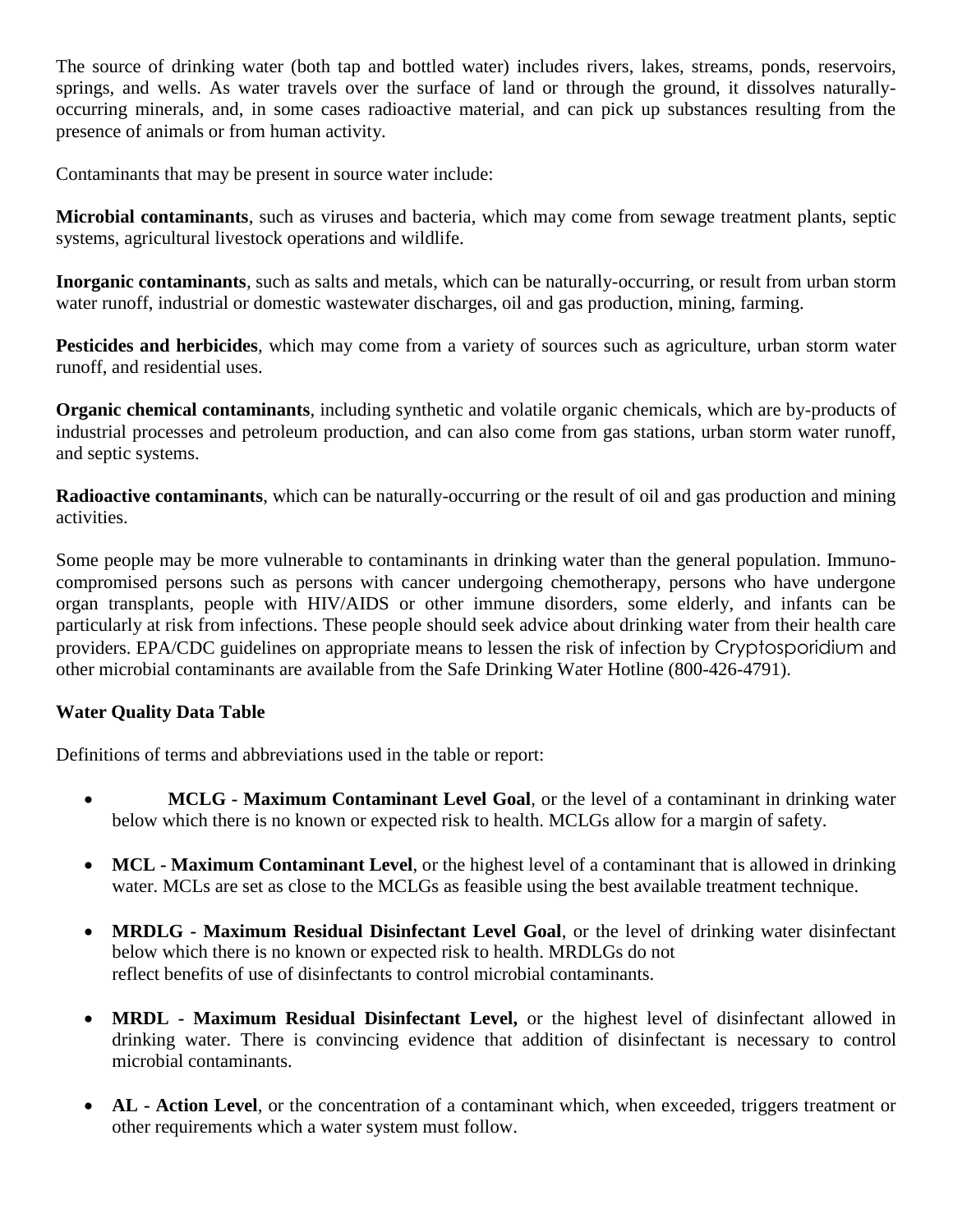The source of drinking water (both tap and bottled water) includes rivers, lakes, streams, ponds, reservoirs, springs, and wells. As water travels over the surface of land or through the ground, it dissolves naturally-occurring minerals, and, in some cases radioactive material, and can pick up substances resulting from the presence of animals or from human activity.

Contaminants that may be present in source water include:

**Microbial contaminants**, such as viruses and bacteria, which may come from sewage treatment plants, septic systems, agricultural livestock operations and wildlife.

**Inorganic contaminants**, such as salts and metals, which can be naturally-occurring, or result from urban storm water runoff, industrial or domestic wastewater discharges, oil and gas production, mining, farming.

**Pesticides and herbicides**, which may come from a variety of sources such as agriculture, urban storm water runoff, and residential uses.

**Organic chemical contaminants**, including synthetic and volatile organic chemicals, which are by-products of industrial processes and petroleum production, and can also come from gas stations, urban storm water runoff, and septic systems.

**Radioactive contaminants**, which can be naturally-occurring or the result of oil and gas production and mining activities.

Some people may be more vulnerable to contaminants in drinking water than the general population. Immuno-compromised persons such as persons with cancer undergoing chemotherapy, persons who have undergone organ transplants, people with HIV/AIDS or other immune disorders, some elderly, and infants can be particularly at risk from infections. These people should seek advice about drinking water from their health care providers. EPA/CDC guidelines on appropriate means to lessen the risk of infection by Cryptosporidium and other microbial contaminants are available from the Safe Drinking Water Hotline (800-426-4791).

**Water Quality Data Table**

Definitions of terms and abbreviations used in the table or report:

- **MCLG - Maximum Contaminant Level Goal**, or the level of a contaminant in drinking water below which there is no known or expected risk to health. MCLGs allow for a margin of safety.
- **MCL - Maximum Contaminant Level**, or the highest level of a contaminant that is allowed in drinking water. MCLs are set as close to the MCLGs as feasible using the best available treatment technique.
- **MRDLG - Maximum Residual Disinfectant Level Goal**, or the level of drinking water disinfectant below which there is no known or expected risk to health. MRDLGs do not reflect benefits of use of disinfectants to control microbial contaminants.
- **MRDL - Maximum Residual Disinfectant Level,** or the highest level of disinfectant allowed in drinking water. There is convincing evidence that addition of disinfectant is necessary to control microbial contaminants.
- **AL - Action Level**, or the concentration of a contaminant which, when exceeded, triggers treatment or other requirements which a water system must follow.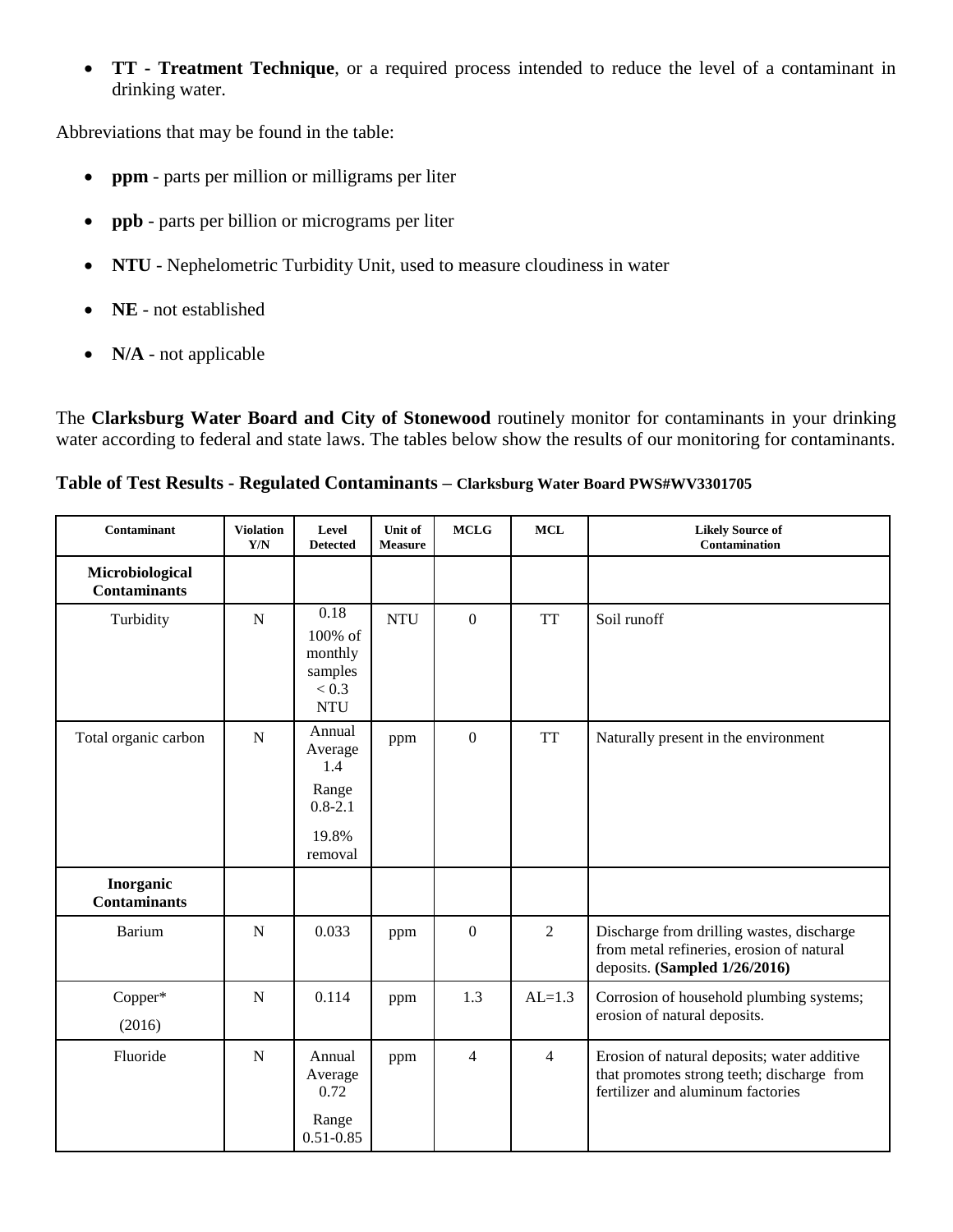- **TT - Treatment Technique**, or a required process intended to reduce the level of a contaminant in drinking water.

Abbreviations that may be found in the table:

- **ppm** - parts per million or milligrams per liter
- **ppb** - parts per billion or micrograms per liter
- **NTU** - Nephelometric Turbidity Unit, used to measure cloudiness in water
- **NE** - not established
- **N/A** - not applicable

The **Clarksburg Water Board and City of Stonewood** routinely monitor for contaminants in your drinking water according to federal and state laws. The tables below show the results of our monitoring for contaminants.

**Table of Test Results - Regulated Contaminants – Clarksburg Water Board PWS#WV3301705**

| Contaminant | Violation Y/N | Level Detected | Unit of Measure | MCLG | MCL | Likely Source of Contamination |
|---|---|---|---|---|---|---|
| **Microbiological Contaminants** | | | | | | |
| Turbidity | N | 0.18<br>100% of monthly samples < 0.3 NTU | NTU | 0 | TT | Soil runoff |
| Total organic carbon | N | Annual Average 1.4<br>Range 0.8-2.1<br>19.8% removal | ppm | 0 | TT | Naturally present in the environment |
| **Inorganic Contaminants** | | | | | | |
| Barium | N | 0.033 | ppm | 0 | 2 | Discharge from drilling wastes, discharge from metal refineries, erosion of natural deposits. **(Sampled 1/26/2016)** |
| Copper* (2016) | N | 0.114 | ppm | 1.3 | AL=1.3 | Corrosion of household plumbing systems; erosion of natural deposits. |
| Fluoride | N | Annual Average 0.72<br>Range 0.51-0.85 | ppm | 4 | 4 | Erosion of natural deposits; water additive that promotes strong teeth; discharge from fertilizer and aluminum factories |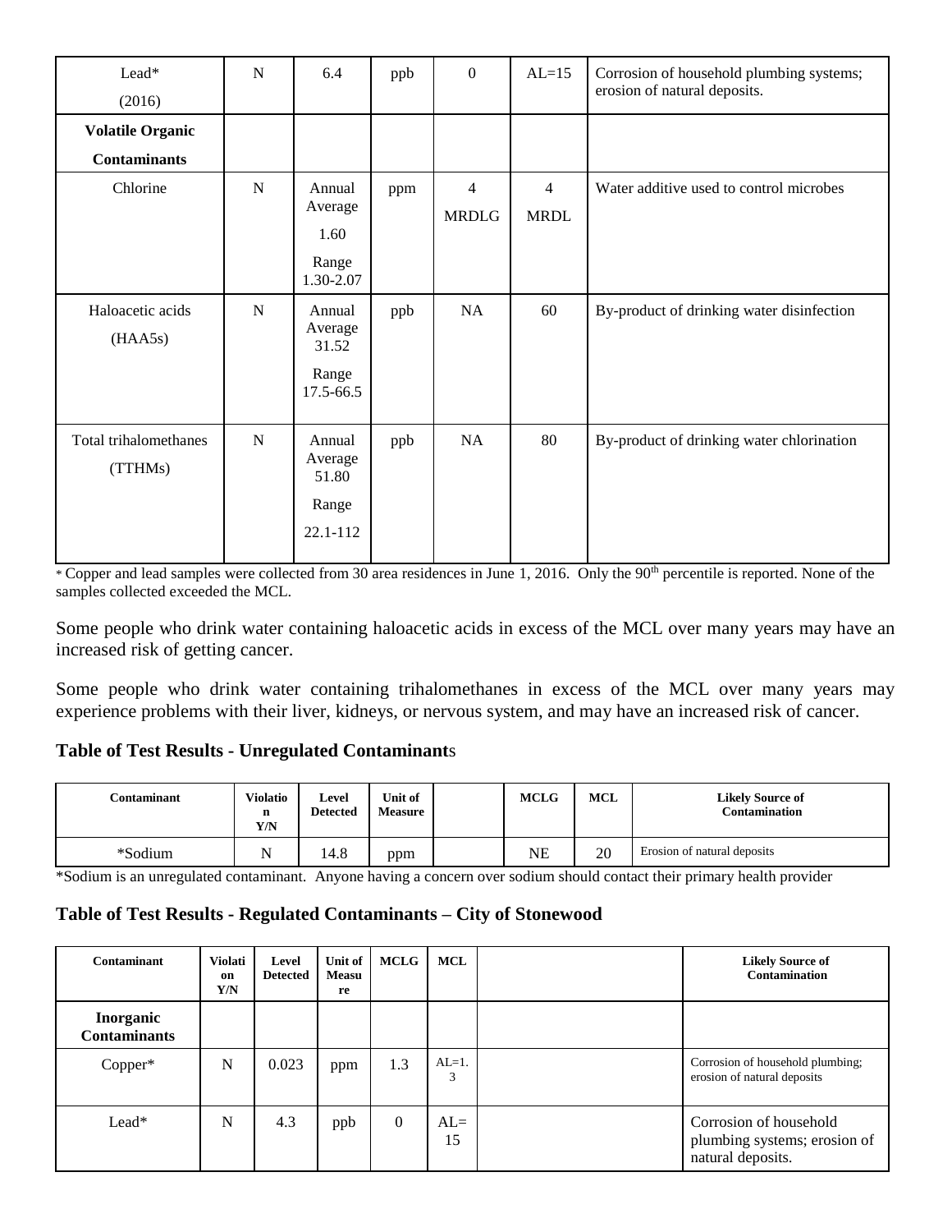| | | | | | | |
|---|---|---|---|---|---|---|
| Lead* (2016) | N | 6.4 | ppb | 0 | AL=15 | Corrosion of household plumbing systems; erosion of natural deposits. |
| **Volatile Organic Contaminants** | | | | | | |
| Chlorine | N | Annual Average 1.60 Range 1.30-2.07 | ppm | 4 MRDLG | 4 MRDL | Water additive used to control microbes |
| Haloacetic acids (HAA5s) | N | Annual Average 31.52 Range 17.5-66.5 | ppb | NA | 60 | By-product of drinking water disinfection |
| Total trihalomethanes (TTHMs) | N | Annual Average 51.80 Range 22.1-112 | ppb | NA | 80 | By-product of drinking water chlorination |

* Copper and lead samples were collected from 30 area residences in June 1, 2016. Only the 90th percentile is reported. None of the samples collected exceeded the MCL.

Some people who drink water containing haloacetic acids in excess of the MCL over many years may have an increased risk of getting cancer.

Some people who drink water containing trihalomethanes in excess of the MCL over many years may experience problems with their liver, kidneys, or nervous system, and may have an increased risk of cancer.

### Table of Test Results - Unregulated Contaminants

| Contaminant | Violation Y/N | Level Detected | Unit of Measure | | MCLG | MCL | Likely Source of Contamination |
|---|---|---|---|---|---|---|---|
| *Sodium | N | 14.8 | ppm | | NE | 20 | Erosion of natural deposits |

*Sodium is an unregulated contaminant. Anyone having a concern over sodium should contact their primary health provider

### Table of Test Results - Regulated Contaminants – City of Stonewood

| Contaminant | Violation Y/N | Level Detected | Unit of Measure | MCLG | MCL | | Likely Source of Contamination |
|---|---|---|---|---|---|---|---|
| **Inorganic Contaminants** | | | | | | | |
| Copper* | N | 0.023 | ppm | 1.3 | AL=1.3 | | Corrosion of household plumbing; erosion of natural deposits |
| Lead* | N | 4.3 | ppb | 0 | AL=15 | | Corrosion of household plumbing systems; erosion of natural deposits. |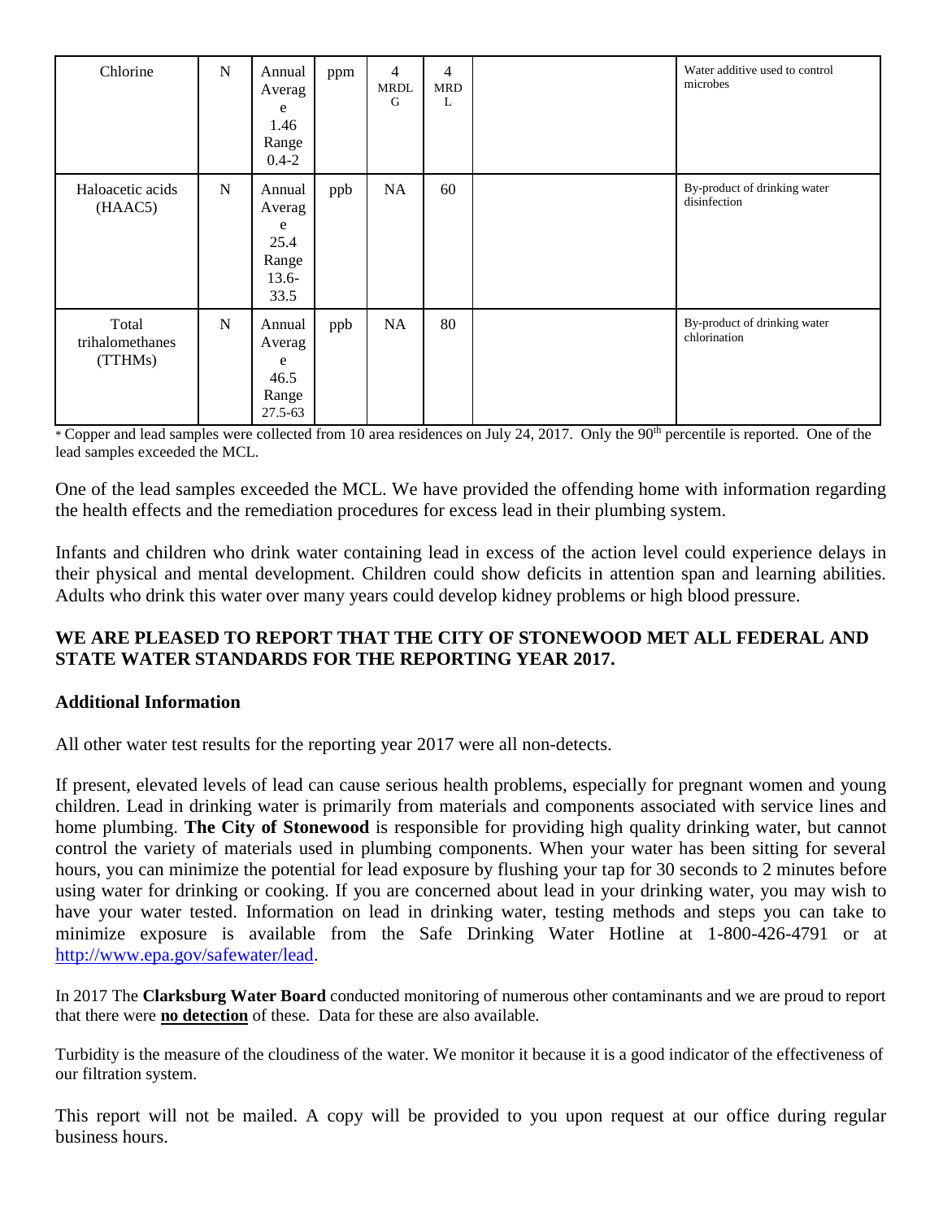| | | | | | | | |
|---|---|---|---|---|---|---|---|
| Chlorine | N | Annual Average 1.46 Range 0.4-2 | ppm | 4 MRDLG | 4 MRDL | | Water additive used to control microbes |
| Haloacetic acids (HAAC5) | N | Annual Average 25.4 Range 13.6-33.5 | ppb | NA | 60 | | By-product of drinking water disinfection |
| Total trihalomethanes (TTHMs) | N | Annual Average 46.5 Range 27.5-63 | ppb | NA | 80 | | By-product of drinking water chlorination |

* Copper and lead samples were collected from 10 area residences on July 24, 2017. Only the 90th percentile is reported. One of the lead samples exceeded the MCL.

One of the lead samples exceeded the MCL. We have provided the offending home with information regarding the health effects and the remediation procedures for excess lead in their plumbing system.

Infants and children who drink water containing lead in excess of the action level could experience delays in their physical and mental development. Children could show deficits in attention span and learning abilities. Adults who drink this water over many years could develop kidney problems or high blood pressure.

**WE ARE PLEASED TO REPORT THAT THE CITY OF STONEWOOD MET ALL FEDERAL AND STATE WATER STANDARDS FOR THE REPORTING YEAR 2017.**

**Additional Information**

All other water test results for the reporting year 2017 were all non-detects.

If present, elevated levels of lead can cause serious health problems, especially for pregnant women and young children. Lead in drinking water is primarily from materials and components associated with service lines and home plumbing. **The City of Stonewood** is responsible for providing high quality drinking water, but cannot control the variety of materials used in plumbing components. When your water has been sitting for several hours, you can minimize the potential for lead exposure by flushing your tap for 30 seconds to 2 minutes before using water for drinking or cooking. If you are concerned about lead in your drinking water, you may wish to have your water tested. Information on lead in drinking water, testing methods and steps you can take to minimize exposure is available from the Safe Drinking Water Hotline at 1-800-426-4791 or at [http://www.epa.gov/safewater/lead](http://www.epa.gov/safewater/lead).

In 2017 The **Clarksburg Water Board** conducted monitoring of numerous other contaminants and we are proud to report that there were **no detection** of these. Data for these are also available.

Turbidity is the measure of the cloudiness of the water. We monitor it because it is a good indicator of the effectiveness of our filtration system.

This report will not be mailed. A copy will be provided to you upon request at our office during regular business hours.